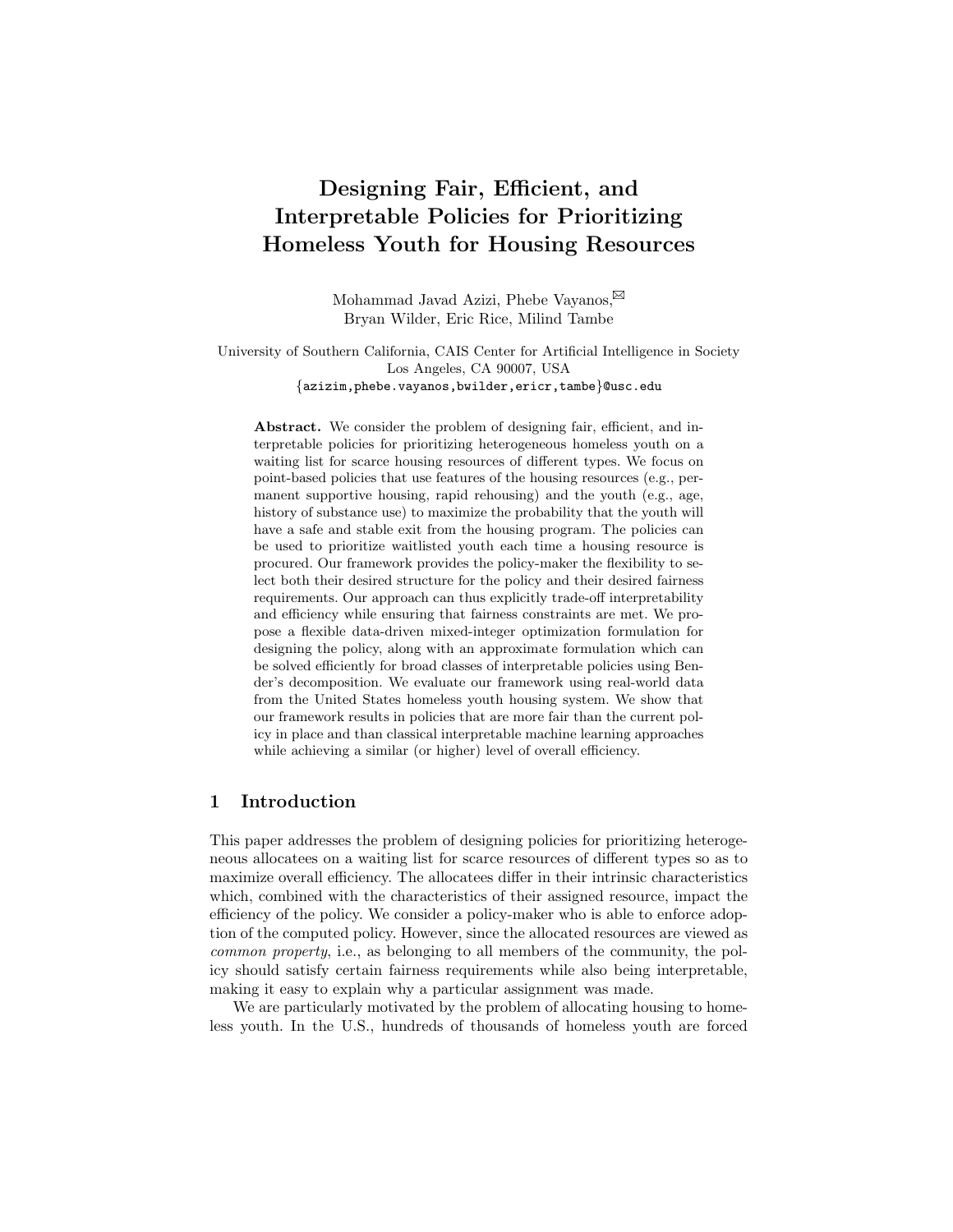# Designing Fair, Efficient, and Interpretable Policies for Prioritizing Homeless Youth for Housing Resources

Mohammad Javad Azizi, Phebe Vayanos,✉
Bryan Wilder, Eric Rice, Milind Tambe

University of Southern California, CAIS Center for Artificial Intelligence in Society
Los Angeles, CA 90007, USA
{azizim,phebe.vayanos,bwilder,ericr,tambe}@usc.edu

**Abstract.** We consider the problem of designing fair, efficient, and interpretable policies for prioritizing heterogeneous homeless youth on a waiting list for scarce housing resources of different types. We focus on point-based policies that use features of the housing resources (e.g., permanent supportive housing, rapid rehousing) and the youth (e.g., age, history of substance use) to maximize the probability that the youth will have a safe and stable exit from the housing program. The policies can be used to prioritize waitlisted youth each time a housing resource is procured. Our framework provides the policy-maker the flexibility to select both their desired structure for the policy and their desired fairness requirements. Our approach can thus explicitly trade-off interpretability and efficiency while ensuring that fairness constraints are met. We propose a flexible data-driven mixed-integer optimization formulation for designing the policy, along with an approximate formulation which can be solved efficiently for broad classes of interpretable policies using Bender's decomposition. We evaluate our framework using real-world data from the United States homeless youth housing system. We show that our framework results in policies that are more fair than the current policy in place and than classical interpretable machine learning approaches while achieving a similar (or higher) level of overall efficiency.

## 1 Introduction

This paper addresses the problem of designing policies for prioritizing heterogeneous allocatees on a waiting list for scarce resources of different types so as to maximize overall efficiency. The allocatees differ in their intrinsic characteristics which, combined with the characteristics of their assigned resource, impact the efficiency of the policy. We consider a policy-maker who is able to enforce adoption of the computed policy. However, since the allocated resources are viewed as *common property*, i.e., as belonging to all members of the community, the policy should satisfy certain fairness requirements while also being interpretable, making it easy to explain why a particular assignment was made.

We are particularly motivated by the problem of allocating housing to homeless youth. In the U.S., hundreds of thousands of homeless youth are forced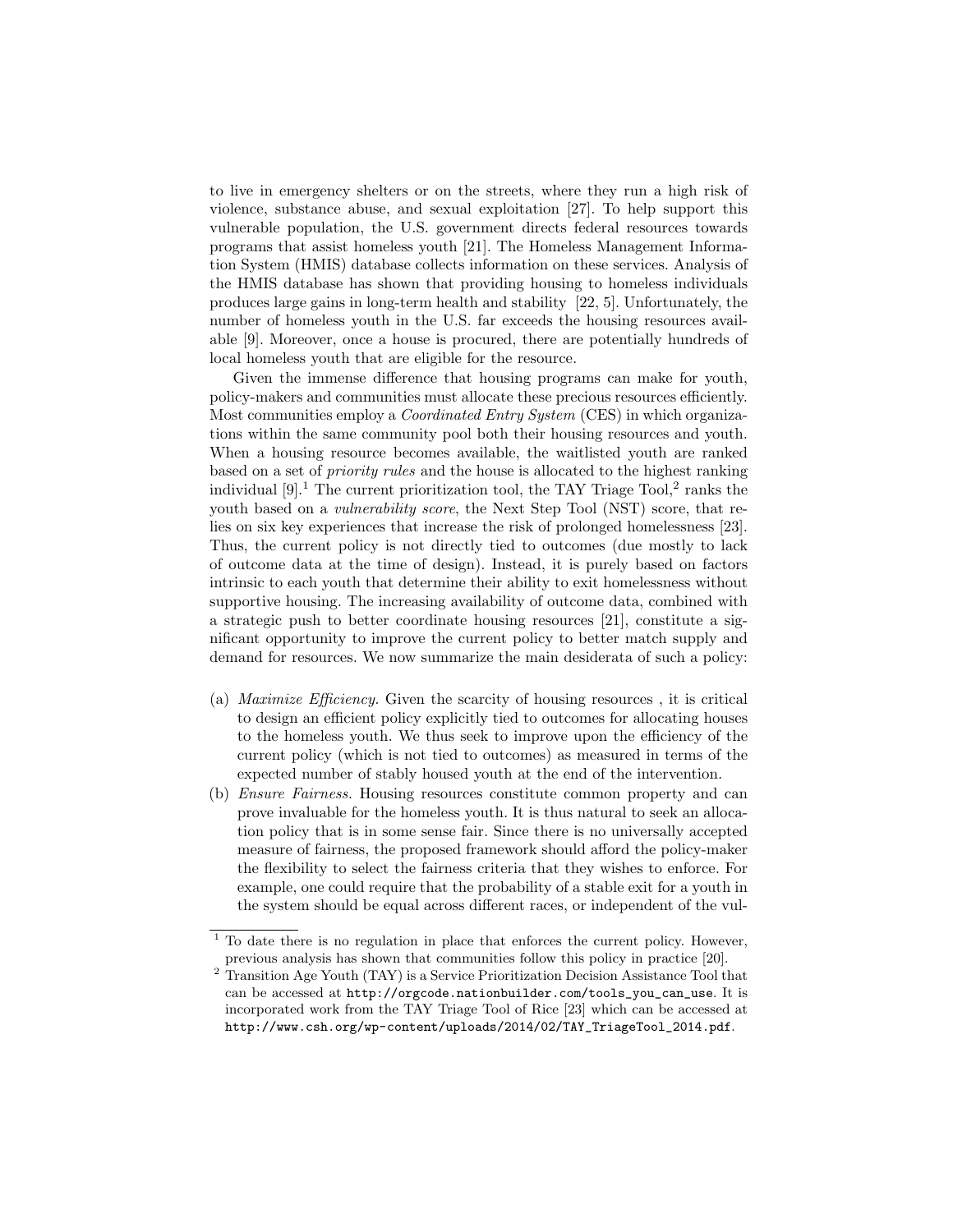to live in emergency shelters or on the streets, where they run a high risk of violence, substance abuse, and sexual exploitation [27]. To help support this vulnerable population, the U.S. government directs federal resources towards programs that assist homeless youth [21]. The Homeless Management Information System (HMIS) database collects information on these services. Analysis of the HMIS database has shown that providing housing to homeless individuals produces large gains in long-term health and stability [22, 5]. Unfortunately, the number of homeless youth in the U.S. far exceeds the housing resources available [9]. Moreover, once a house is procured, there are potentially hundreds of local homeless youth that are eligible for the resource.

Given the immense difference that housing programs can make for youth, policy-makers and communities must allocate these precious resources efficiently. Most communities employ a *Coordinated Entry System* (CES) in which organizations within the same community pool both their housing resources and youth. When a housing resource becomes available, the waitlisted youth are ranked based on a set of *priority rules* and the house is allocated to the highest ranking individual [9].[1] The current prioritization tool, the TAY Triage Tool,[2] ranks the youth based on a *vulnerability score*, the Next Step Tool (NST) score, that relies on six key experiences that increase the risk of prolonged homelessness [23]. Thus, the current policy is not directly tied to outcomes (due mostly to lack of outcome data at the time of design). Instead, it is purely based on factors intrinsic to each youth that determine their ability to exit homelessness without supportive housing. The increasing availability of outcome data, combined with a strategic push to better coordinate housing resources [21], constitute a significant opportunity to improve the current policy to better match supply and demand for resources. We now summarize the main desiderata of such a policy:

(a) *Maximize Efficiency.* Given the scarcity of housing resources , it is critical to design an efficient policy explicitly tied to outcomes for allocating houses to the homeless youth. We thus seek to improve upon the efficiency of the current policy (which is not tied to outcomes) as measured in terms of the expected number of stably housed youth at the end of the intervention.

(b) *Ensure Fairness.* Housing resources constitute common property and can prove invaluable for the homeless youth. It is thus natural to seek an allocation policy that is in some sense fair. Since there is no universally accepted measure of fairness, the proposed framework should afford the policy-maker the flexibility to select the fairness criteria that they wishes to enforce. For example, one could require that the probability of a stable exit for a youth in the system should be equal across different races, or independent of the vul-

---

[1] To date there is no regulation in place that enforces the current policy. However, previous analysis has shown that communities follow this policy in practice [20].

[2] Transition Age Youth (TAY) is a Service Prioritization Decision Assistance Tool that can be accessed at `http://orgcode.nationbuilder.com/tools_you_can_use`. It is incorporated work from the TAY Triage Tool of Rice [23] which can be accessed at `http://www.csh.org/wp-content/uploads/2014/02/TAY_TriageTool_2014.pdf`.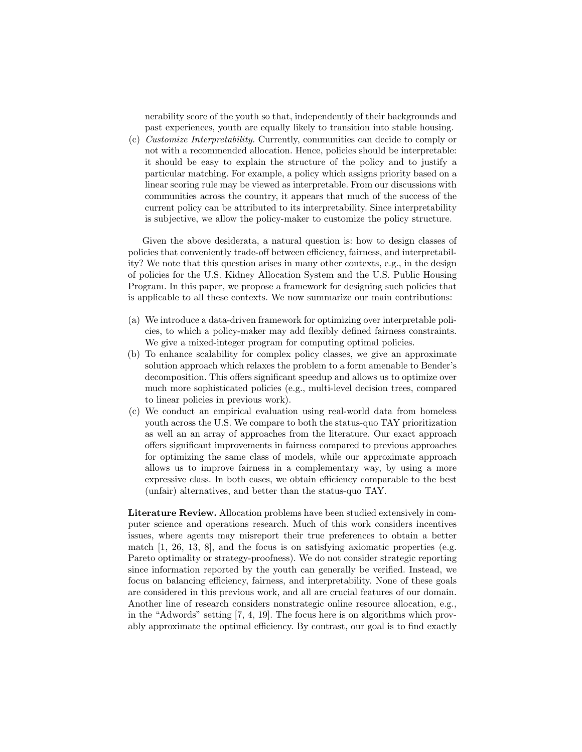nerability score of the youth so that, independently of their backgrounds and past experiences, youth are equally likely to transition into stable housing.

(c) *Customize Interpretability.* Currently, communities can decide to comply or not with a recommended allocation. Hence, policies should be interpretable: it should be easy to explain the structure of the policy and to justify a particular matching. For example, a policy which assigns priority based on a linear scoring rule may be viewed as interpretable. From our discussions with communities across the country, it appears that much of the success of the current policy can be attributed to its interpretability. Since interpretability is subjective, we allow the policy-maker to customize the policy structure.

Given the above desiderata, a natural question is: how to design classes of policies that conveniently trade-off between efficiency, fairness, and interpretability? We note that this question arises in many other contexts, e.g., in the design of policies for the U.S. Kidney Allocation System and the U.S. Public Housing Program. In this paper, we propose a framework for designing such policies that is applicable to all these contexts. We now summarize our main contributions:

(a) We introduce a data-driven framework for optimizing over interpretable policies, to which a policy-maker may add flexibly defined fairness constraints. We give a mixed-integer program for computing optimal policies.

(b) To enhance scalability for complex policy classes, we give an approximate solution approach which relaxes the problem to a form amenable to Bender's decomposition. This offers significant speedup and allows us to optimize over much more sophisticated policies (e.g., multi-level decision trees, compared to linear policies in previous work).

(c) We conduct an empirical evaluation using real-world data from homeless youth across the U.S. We compare to both the status-quo TAY prioritization as well an an array of approaches from the literature. Our exact approach offers significant improvements in fairness compared to previous approaches for optimizing the same class of models, while our approximate approach allows us to improve fairness in a complementary way, by using a more expressive class. In both cases, we obtain efficiency comparable to the best (unfair) alternatives, and better than the status-quo TAY.

**Literature Review.** Allocation problems have been studied extensively in computer science and operations research. Much of this work considers incentives issues, where agents may misreport their true preferences to obtain a better match [1, 26, 13, 8], and the focus is on satisfying axiomatic properties (e.g. Pareto optimality or strategy-proofness). We do not consider strategic reporting since information reported by the youth can generally be verified. Instead, we focus on balancing efficiency, fairness, and interpretability. None of these goals are considered in this previous work, and all are crucial features of our domain. Another line of research considers nonstrategic online resource allocation, e.g., in the "Adwords" setting [7, 4, 19]. The focus here is on algorithms which provably approximate the optimal efficiency. By contrast, our goal is to find exactly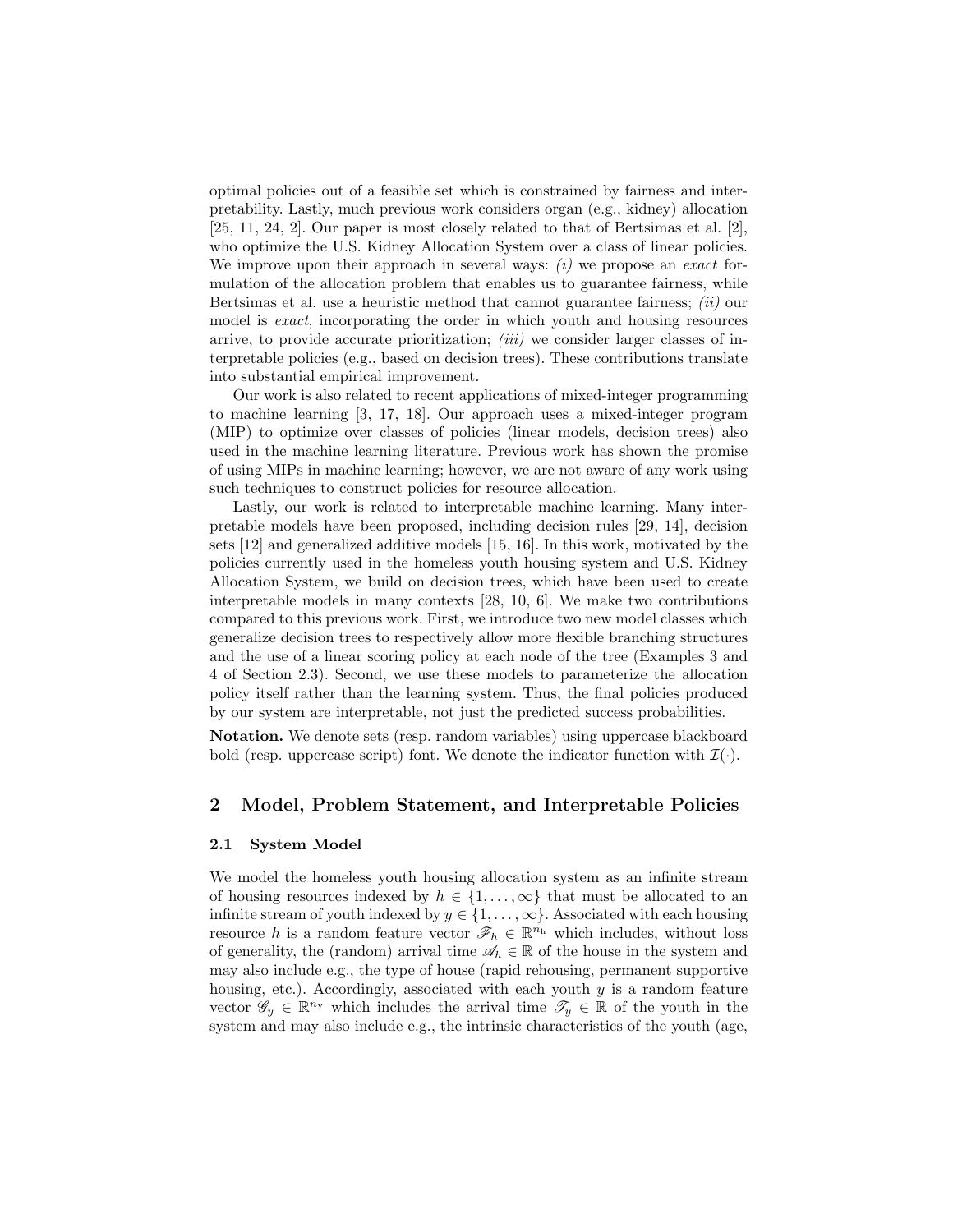optimal policies out of a feasible set which is constrained by fairness and interpretability. Lastly, much previous work considers organ (e.g., kidney) allocation [25, 11, 24, 2]. Our paper is most closely related to that of Bertsimas et al. [2], who optimize the U.S. Kidney Allocation System over a class of linear policies. We improve upon their approach in several ways: *(i)* we propose an *exact* formulation of the allocation problem that enables us to guarantee fairness, while Bertsimas et al. use a heuristic method that cannot guarantee fairness; *(ii)* our model is *exact*, incorporating the order in which youth and housing resources arrive, to provide accurate prioritization; *(iii)* we consider larger classes of interpretable policies (e.g., based on decision trees). These contributions translate into substantial empirical improvement.

Our work is also related to recent applications of mixed-integer programming to machine learning [3, 17, 18]. Our approach uses a mixed-integer program (MIP) to optimize over classes of policies (linear models, decision trees) also used in the machine learning literature. Previous work has shown the promise of using MIPs in machine learning; however, we are not aware of any work using such techniques to construct policies for resource allocation.

Lastly, our work is related to interpretable machine learning. Many interpretable models have been proposed, including decision rules [29, 14], decision sets [12] and generalized additive models [15, 16]. In this work, motivated by the policies currently used in the homeless youth housing system and U.S. Kidney Allocation System, we build on decision trees, which have been used to create interpretable models in many contexts [28, 10, 6]. We make two contributions compared to this previous work. First, we introduce two new model classes which generalize decision trees to respectively allow more flexible branching structures and the use of a linear scoring policy at each node of the tree (Examples 3 and 4 of Section 2.3). Second, we use these models to parameterize the allocation policy itself rather than the learning system. Thus, the final policies produced by our system are interpretable, not just the predicted success probabilities.

**Notation.** We denote sets (resp. random variables) using uppercase blackboard bold (resp. uppercase script) font. We denote the indicator function with $\mathcal{I}(\cdot)$.

## 2 Model, Problem Statement, and Interpretable Policies

### 2.1 System Model

We model the homeless youth housing allocation system as an infinite stream of housing resources indexed by $h \in \{1, \ldots, \infty\}$ that must be allocated to an infinite stream of youth indexed by $y \in \{1, \ldots, \infty\}$. Associated with each housing resource $h$ is a random feature vector $\mathscr{F}_h \in \mathbb{R}^{n_{\rm h}}$ which includes, without loss of generality, the (random) arrival time $\mathscr{A}_h \in \mathbb{R}$ of the house in the system and may also include e.g., the type of house (rapid rehousing, permanent supportive housing, etc.). Accordingly, associated with each youth $y$ is a random feature vector $\mathscr{G}_y \in \mathbb{R}^{n_{\rm y}}$ which includes the arrival time $\mathscr{T}_y \in \mathbb{R}$ of the youth in the system and may also include e.g., the intrinsic characteristics of the youth (age,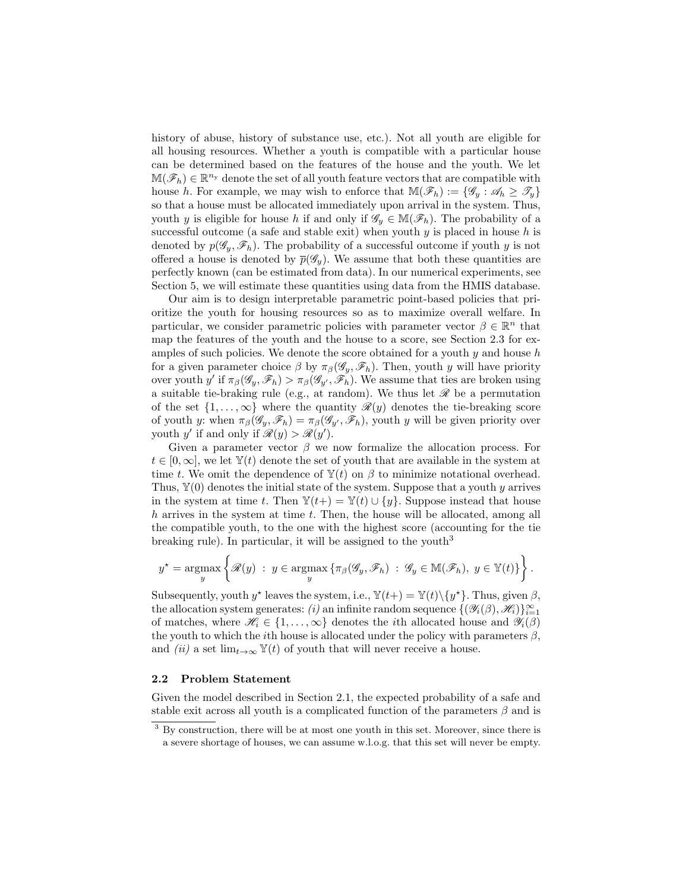history of abuse, history of substance use, etc.). Not all youth are eligible for all housing resources. Whether a youth is compatible with a particular house can be determined based on the features of the house and the youth. We let $\mathbb{M}(\mathscr{F}_h) \in \mathbb{R}^{n_y}$ denote the set of all youth feature vectors that are compatible with house $h$. For example, we may wish to enforce that $\mathbb{M}(\mathscr{F}_h) := \{\mathscr{G}_y : \mathscr{A}_h \geq \mathscr{T}_y\}$ so that a house must be allocated immediately upon arrival in the system. Thus, youth $y$ is eligible for house $h$ if and only if $\mathscr{G}_y \in \mathbb{M}(\mathscr{F}_h)$. The probability of a successful outcome (a safe and stable exit) when youth $y$ is placed in house $h$ is denoted by $p(\mathscr{G}_y, \mathscr{F}_h)$. The probability of a successful outcome if youth $y$ is not offered a house is denoted by $\overline{p}(\mathscr{G}_y)$. We assume that both these quantities are perfectly known (can be estimated from data). In our numerical experiments, see Section 5, we will estimate these quantities using data from the HMIS database.

Our aim is to design interpretable parametric point-based policies that prioritize the youth for housing resources so as to maximize overall welfare. In particular, we consider parametric policies with parameter vector $\beta \in \mathbb{R}^n$ that map the features of the youth and the house to a score, see Section 2.3 for examples of such policies. We denote the score obtained for a youth $y$ and house $h$ for a given parameter choice $\beta$ by $\pi_\beta(\mathscr{G}_y, \mathscr{F}_h)$. Then, youth $y$ will have priority over youth $y'$ if $\pi_\beta(\mathscr{G}_y, \mathscr{F}_h) > \pi_\beta(\mathscr{G}_{y'}, \mathscr{F}_h)$. We assume that ties are broken using a suitable tie-braking rule (e.g., at random). We thus let $\mathscr{R}$ be a permutation of the set $\{1, \ldots, \infty\}$ where the quantity $\mathscr{R}(y)$ denotes the tie-breaking score of youth $y$: when $\pi_\beta(\mathscr{G}_y, \mathscr{F}_h) = \pi_\beta(\mathscr{G}_{y'}, \mathscr{F}_h)$, youth $y$ will be given priority over youth $y'$ if and only if $\mathscr{R}(y) > \mathscr{R}(y')$.

Given a parameter vector $\beta$ we now formalize the allocation process. For $t \in [0, \infty]$, we let $\mathbb{Y}(t)$ denote the set of youth that are available in the system at time $t$. We omit the dependence of $\mathbb{Y}(t)$ on $\beta$ to minimize notational overhead. Thus, $\mathbb{Y}(0)$ denotes the initial state of the system. Suppose that a youth $y$ arrives in the system at time $t$. Then $\mathbb{Y}(t+) = \mathbb{Y}(t) \cup \{y\}$. Suppose instead that house $h$ arrives in the system at time $t$. Then, the house will be allocated, among all the compatible youth, to the one with the highest score (accounting for the tie breaking rule). In particular, it will be assigned to the youth[3]

$$
y^\star = \underset{y}{\operatorname{argmax}} \left\{ \mathscr{R}(y) \ : \ y \in \underset{y}{\operatorname{argmax}} \left\{ \pi_\beta(\mathscr{G}_y, \mathscr{F}_h) \ : \ \mathscr{G}_y \in \mathbb{M}(\mathscr{F}_h), \ y \in \mathbb{Y}(t) \right\} \right\}.
$$

Subsequently, youth $y^\star$ leaves the system, i.e., $\mathbb{Y}(t+) = \mathbb{Y}(t) \backslash \{y^\star\}$. Thus, given $\beta$, the allocation system generates: *(i)* an infinite random sequence $\{(\mathscr{Y}_i(\beta), \mathscr{H}_i)\}_{i=1}^\infty$ of matches, where $\mathscr{H}_i \in \{1, \ldots, \infty\}$ denotes the $i$th allocated house and $\mathscr{Y}_i(\beta)$ the youth to which the $i$th house is allocated under the policy with parameters $\beta$, and *(ii)* a set $\lim_{t \to \infty} \mathbb{Y}(t)$ of youth that will never receive a house.

### 2.2 Problem Statement

Given the model described in Section 2.1, the expected probability of a safe and stable exit across all youth is a complicated function of the parameters $\beta$ and is

[3] By construction, there will be at most one youth in this set. Moreover, since there is a severe shortage of houses, we can assume w.l.o.g. that this set will never be empty.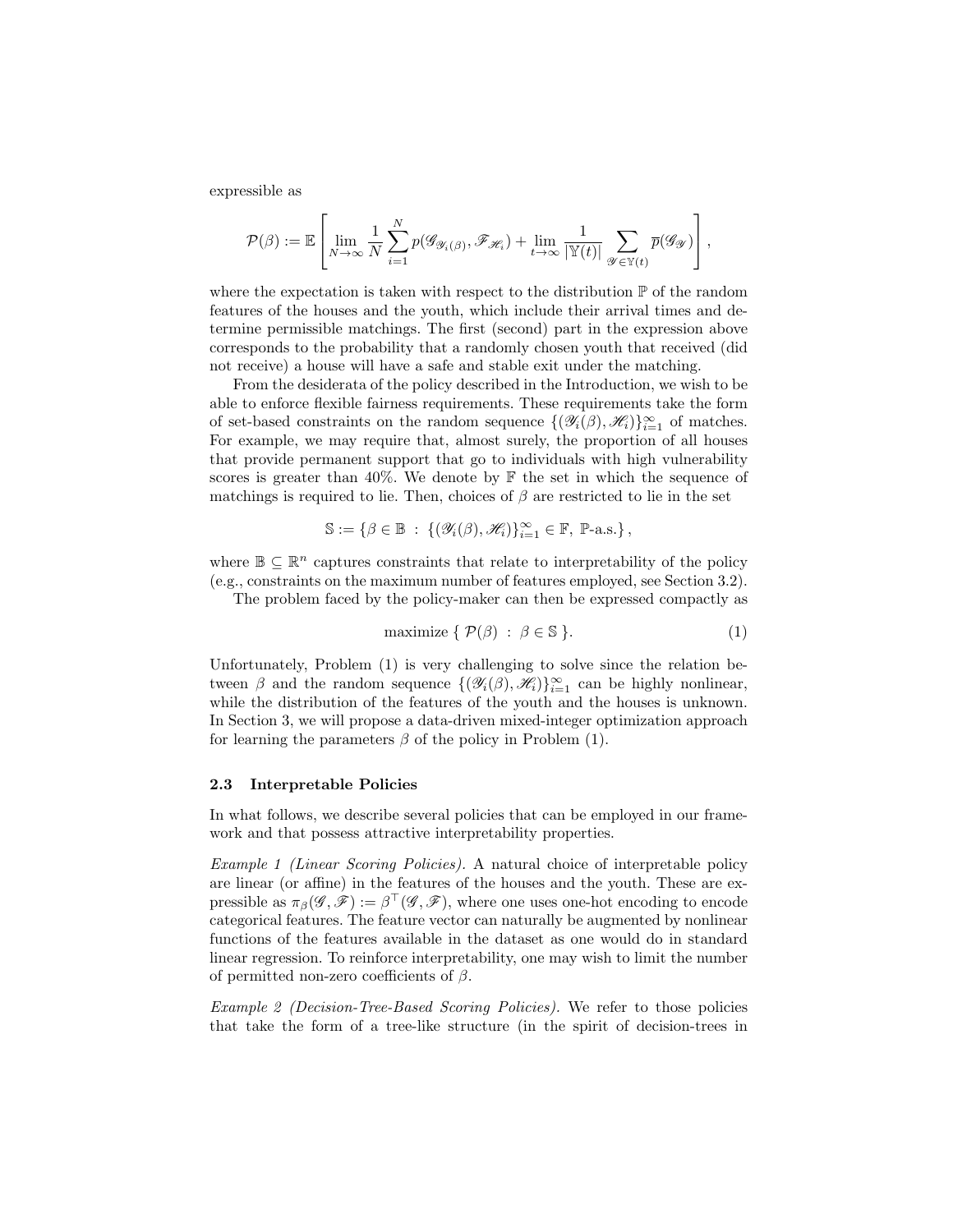expressible as

$$\mathcal{P}(\beta) := \mathbb{E}\left[\lim_{N\to\infty} \frac{1}{N}\sum_{i=1}^{N} p(\mathscr{G}_{\mathscr{Y}_i(\beta)}, \mathscr{F}_{\mathscr{H}_i}) + \lim_{t\to\infty} \frac{1}{|\mathbb{Y}(t)|} \sum_{\mathscr{Y}\in\mathbb{Y}(t)} \overline{p}(\mathscr{G}_{\mathscr{Y}})\right],$$

where the expectation is taken with respect to the distribution $\mathbb{P}$ of the random features of the houses and the youth, which include their arrival times and determine permissible matchings. The first (second) part in the expression above corresponds to the probability that a randomly chosen youth that received (did not receive) a house will have a safe and stable exit under the matching.

From the desiderata of the policy described in the Introduction, we wish to be able to enforce flexible fairness requirements. These requirements take the form of set-based constraints on the random sequence $\{(\mathscr{Y}_i(\beta), \mathscr{H}_i)\}_{i=1}^{\infty}$ of matches. For example, we may require that, almost surely, the proportion of all houses that provide permanent support that go to individuals with high vulnerability scores is greater than 40%. We denote by $\mathbb{F}$ the set in which the sequence of matchings is required to lie. Then, choices of $\beta$ are restricted to lie in the set

$$\mathbb{S} := \{\beta \in \mathbb{B} \ : \ \{(\mathscr{Y}_i(\beta), \mathscr{H}_i)\}_{i=1}^{\infty} \in \mathbb{F}, \ \mathbb{P}\text{-a.s.}\},$$

where $\mathbb{B} \subseteq \mathbb{R}^n$ captures constraints that relate to interpretability of the policy (e.g., constraints on the maximum number of features employed, see Section 3.2).

The problem faced by the policy-maker can then be expressed compactly as

$$\text{maximize } \{ \ \mathcal{P}(\beta) \ : \ \beta \in \mathbb{S} \ \}. \tag{1}$$

Unfortunately, Problem (1) is very challenging to solve since the relation between $\beta$ and the random sequence $\{(\mathscr{Y}_i(\beta), \mathscr{H}_i)\}_{i=1}^{\infty}$ can be highly nonlinear, while the distribution of the features of the youth and the houses is unknown. In Section 3, we will propose a data-driven mixed-integer optimization approach for learning the parameters $\beta$ of the policy in Problem (1).

### 2.3 Interpretable Policies

In what follows, we describe several policies that can be employed in our framework and that possess attractive interpretability properties.

*Example 1 (Linear Scoring Policies).* A natural choice of interpretable policy are linear (or affine) in the features of the houses and the youth. These are expressible as $\pi_\beta(\mathscr{G}, \mathscr{F}) := \beta^\top(\mathscr{G}, \mathscr{F})$, where one uses one-hot encoding to encode categorical features. The feature vector can naturally be augmented by nonlinear functions of the features available in the dataset as one would do in standard linear regression. To reinforce interpretability, one may wish to limit the number of permitted non-zero coefficients of $\beta$.

*Example 2 (Decision-Tree-Based Scoring Policies).* We refer to those policies that take the form of a tree-like structure (in the spirit of decision-trees in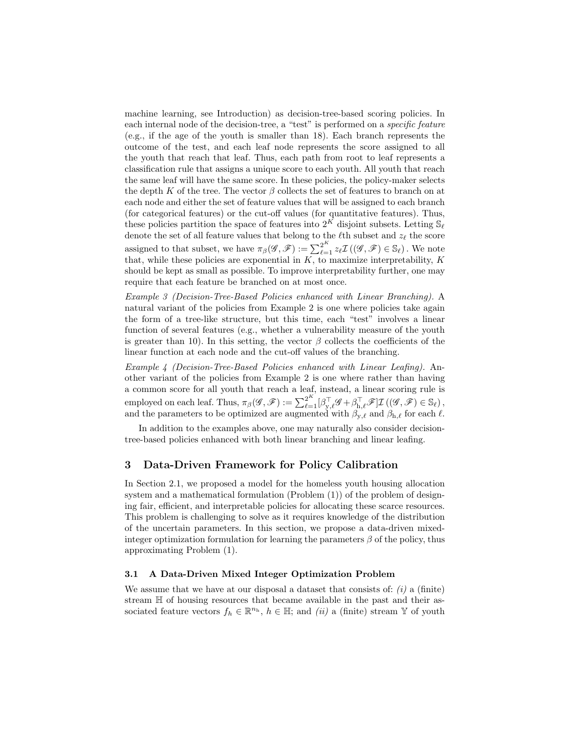machine learning, see Introduction) as decision-tree-based scoring policies. In each internal node of the decision-tree, a "test" is performed on a *specific feature* (e.g., if the age of the youth is smaller than 18). Each branch represents the outcome of the test, and each leaf node represents the score assigned to all the youth that reach that leaf. Thus, each path from root to leaf represents a classification rule that assigns a unique score to each youth. All youth that reach the same leaf will have the same score. In these policies, the policy-maker selects the depth $K$ of the tree. The vector $\beta$ collects the set of features to branch on at each node and either the set of feature values that will be assigned to each branch (for categorical features) or the cut-off values (for quantitative features). Thus, these policies partition the space of features into $2^K$ disjoint subsets. Letting $\mathbb{S}_\ell$ denote the set of all feature values that belong to the $\ell$th subset and $z_\ell$ the score assigned to that subset, we have $\pi_\beta(\mathscr{G}, \mathscr{F}) := \sum_{\ell=1}^{2^K} z_\ell \mathcal{I}\left((\mathscr{G}, \mathscr{F}) \in \mathbb{S}_\ell\right)$. We note that, while these policies are exponential in $K$, to maximize interpretability, $K$ should be kept as small as possible. To improve interpretability further, one may require that each feature be branched on at most once.

*Example 3 (Decision-Tree-Based Policies enhanced with Linear Branching).* A natural variant of the policies from Example 2 is one where policies take again the form of a tree-like structure, but this time, each "test" involves a linear function of several features (e.g., whether a vulnerability measure of the youth is greater than 10). In this setting, the vector $\beta$ collects the coefficients of the linear function at each node and the cut-off values of the branching.

*Example 4 (Decision-Tree-Based Policies enhanced with Linear Leafing).* Another variant of the policies from Example 2 is one where rather than having a common score for all youth that reach a leaf, instead, a linear scoring rule is employed on each leaf. Thus, $\pi_\beta(\mathscr{G}, \mathscr{F}) := \sum_{\ell=1}^{2^K} [\beta_{\mathrm{y},\ell}^\top \mathscr{G} + \beta_{\mathrm{h},\ell}^\top \mathscr{F}] \mathcal{I}\left((\mathscr{G}, \mathscr{F}) \in \mathbb{S}_\ell\right)$, and the parameters to be optimized are augmented with $\beta_{\mathrm{y},\ell}$ and $\beta_{\mathrm{h},\ell}$ for each $\ell$.

In addition to the examples above, one may naturally also consider decision-tree-based policies enhanced with both linear branching and linear leafing.

## 3 Data-Driven Framework for Policy Calibration

In Section 2.1, we proposed a model for the homeless youth housing allocation system and a mathematical formulation (Problem (1)) of the problem of designing fair, efficient, and interpretable policies for allocating these scarce resources. This problem is challenging to solve as it requires knowledge of the distribution of the uncertain parameters. In this section, we propose a data-driven mixed-integer optimization formulation for learning the parameters $\beta$ of the policy, thus approximating Problem (1).

### 3.1 A Data-Driven Mixed Integer Optimization Problem

We assume that we have at our disposal a dataset that consists of: *(i)* a (finite) stream $\mathbb{H}$ of housing resources that became available in the past and their associated feature vectors $f_h \in \mathbb{R}^{n_\mathrm{h}}$, $h \in \mathbb{H}$; and *(ii)* a (finite) stream $\mathbb{Y}$ of youth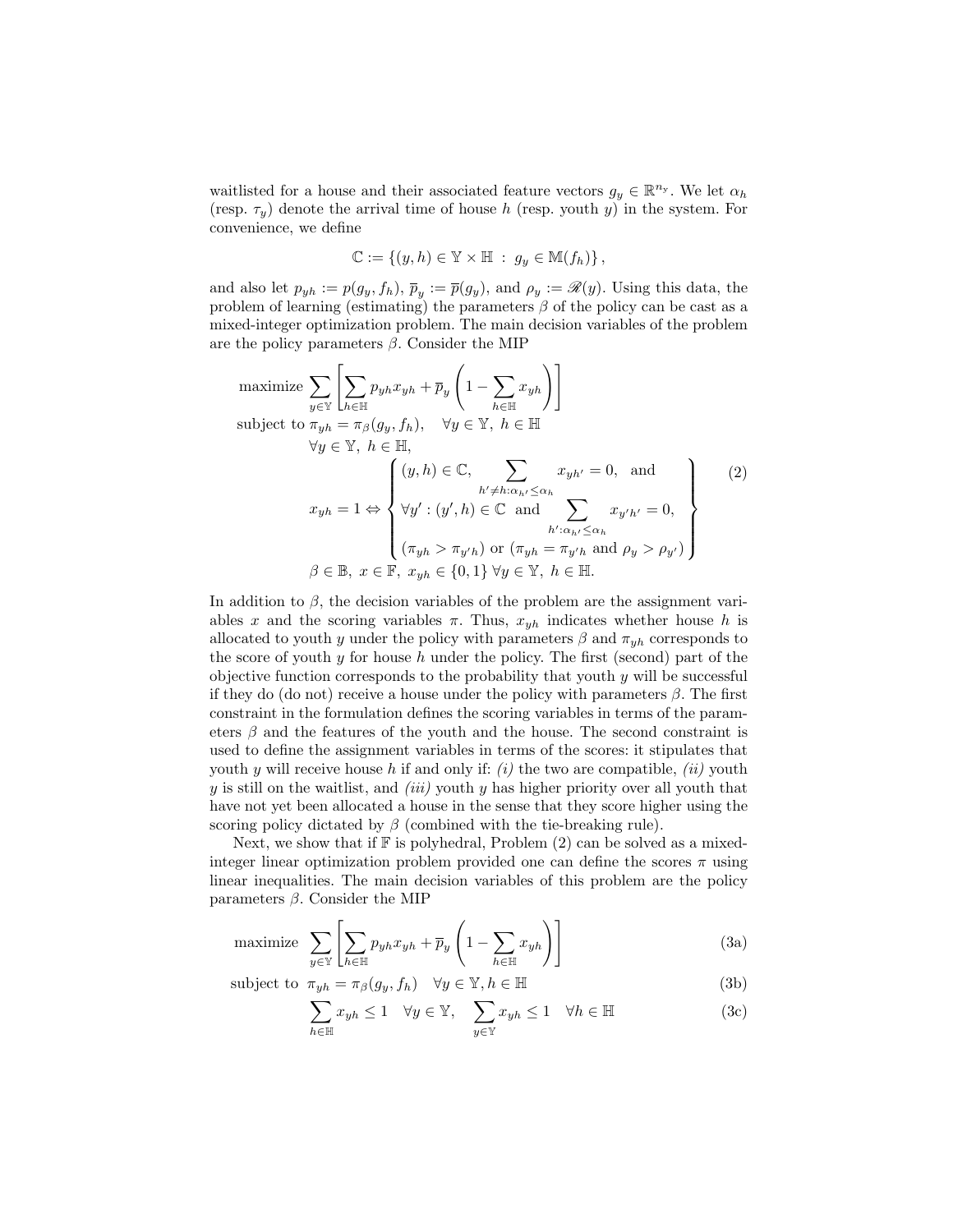waitlisted for a house and their associated feature vectors $g_y \in \mathbb{R}^{n_y}$. We let $\alpha_h$ (resp. $\tau_y$) denote the arrival time of house $h$ (resp. youth $y$) in the system. For convenience, we define

$$\mathbb{C} := \{(y,h) \in \mathbb{Y} \times \mathbb{H} \; : \; g_y \in \mathbb{M}(f_h)\},$$

and also let $p_{yh} := p(g_y, f_h)$, $\overline{p}_y := \overline{p}(g_y)$, and $\rho_y := \mathscr{R}(y)$. Using this data, the problem of learning (estimating) the parameters $\beta$ of the policy can be cast as a mixed-integer optimization problem. The main decision variables of the problem are the policy parameters $\beta$. Consider the MIP

$$
\begin{array}{ll}
\text{maximize} & \displaystyle\sum_{y \in \mathbb{Y}} \left[ \sum_{h \in \mathbb{H}} p_{yh} x_{yh} + \overline{p}_y \left( 1 - \sum_{h \in \mathbb{H}} x_{yh} \right) \right] \\
\text{subject to} & \pi_{yh} = \pi_\beta(g_y, f_h), \quad \forall y \in \mathbb{Y}, \; h \in \mathbb{H} \\
& \forall y \in \mathbb{Y}, \; h \in \mathbb{H}, \\
& x_{yh} = 1 \Leftrightarrow \left\{ \begin{array}{l} (y,h) \in \mathbb{C}, \quad \displaystyle\sum_{h' \neq h : \alpha_{h'} \leq \alpha_h} x_{yh'} = 0, \quad \text{and} \\ \forall y' : (y',h) \in \mathbb{C} \quad \text{and} \displaystyle\sum_{h' : \alpha_{h'} \leq \alpha_h} x_{y'h'} = 0, \\ (\pi_{yh} > \pi_{y'h}) \text{ or } (\pi_{yh} = \pi_{y'h} \text{ and } \rho_y > \rho_{y'}) \end{array} \right\} \\
& \beta \in \mathbb{B}, \; x \in \mathbb{F}, \; x_{yh} \in \{0,1\} \; \forall y \in \mathbb{Y}, \; h \in \mathbb{H}.
\end{array}
\tag{2}
$$

In addition to $\beta$, the decision variables of the problem are the assignment variables $x$ and the scoring variables $\pi$. Thus, $x_{yh}$ indicates whether house $h$ is allocated to youth $y$ under the policy with parameters $\beta$ and $\pi_{yh}$ corresponds to the score of youth $y$ for house $h$ under the policy. The first (second) part of the objective function corresponds to the probability that youth $y$ will be successful if they do (do not) receive a house under the policy with parameters $\beta$. The first constraint in the formulation defines the scoring variables in terms of the parameters $\beta$ and the features of the youth and the house. The second constraint is used to define the assignment variables in terms of the scores: it stipulates that youth $y$ will receive house $h$ if and only if: *(i)* the two are compatible, *(ii)* youth $y$ is still on the waitlist, and *(iii)* youth $y$ has higher priority over all youth that have not yet been allocated a house in the sense that they score higher using the scoring policy dictated by $\beta$ (combined with the tie-breaking rule).

Next, we show that if $\mathbb{F}$ is polyhedral, Problem (2) can be solved as a mixed-integer linear optimization problem provided one can define the scores $\pi$ using linear inequalities. The main decision variables of this problem are the policy parameters $\beta$. Consider the MIP

$$\text{maximize} \quad \sum_{y \in \mathbb{Y}} \left[ \sum_{h \in \mathbb{H}} p_{yh} x_{yh} + \overline{p}_y \left( 1 - \sum_{h \in \mathbb{H}} x_{yh} \right) \right] \tag{3a}$$

$$\text{subject to} \quad \pi_{yh} = \pi_\beta(g_y, f_h) \quad \forall y \in \mathbb{Y}, h \in \mathbb{H} \tag{3b}$$

$$\sum_{h \in \mathbb{H}} x_{yh} \leq 1 \quad \forall y \in \mathbb{Y}, \quad \sum_{y \in \mathbb{Y}} x_{yh} \leq 1 \quad \forall h \in \mathbb{H} \tag{3c}$$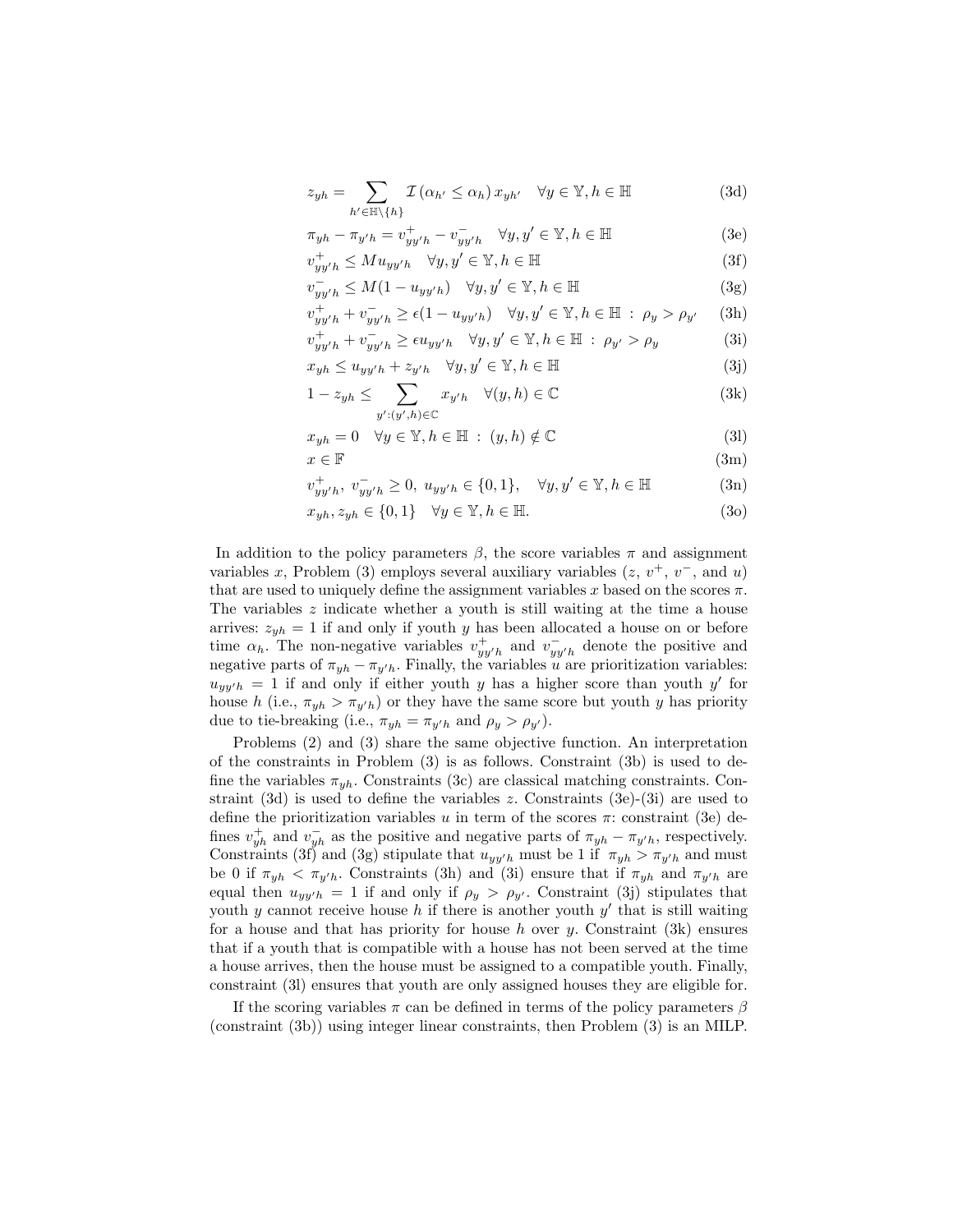$$z_{yh} = \sum_{h' \in \mathbb{H} \setminus \{h\}} \mathcal{I}\left(\alpha_{h'} \leq \alpha_h\right) x_{yh'} \quad \forall y \in \mathbb{Y}, h \in \mathbb{H} \tag{3d}$$

$$\pi_{yh} - \pi_{y'h} = v^+_{yy'h} - v^-_{yy'h} \quad \forall y, y' \in \mathbb{Y}, h \in \mathbb{H} \tag{3e}$$

$$v^+_{yy'h} \leq M u_{yy'h} \quad \forall y, y' \in \mathbb{Y}, h \in \mathbb{H} \tag{3f}$$

$$v^-_{yy'h} \leq M(1 - u_{yy'h}) \quad \forall y, y' \in \mathbb{Y}, h \in \mathbb{H} \tag{3g}$$

$$v^+_{yy'h} + v^-_{yy'h} \geq \epsilon(1 - u_{yy'h}) \quad \forall y, y' \in \mathbb{Y}, h \in \mathbb{H} \; : \; \rho_y > \rho_{y'} \tag{3h}$$

$$v^+_{yy'h} + v^-_{yy'h} \geq \epsilon u_{yy'h} \quad \forall y, y' \in \mathbb{Y}, h \in \mathbb{H} \; : \; \rho_{y'} > \rho_y \tag{3i}$$

$$x_{yh} \leq u_{yy'h} + z_{y'h} \quad \forall y, y' \in \mathbb{Y}, h \in \mathbb{H} \tag{3j}$$

$$1 - z_{yh} \leq \sum_{y' : (y', h) \in \mathbb{C}} x_{y'h} \quad \forall (y, h) \in \mathbb{C} \tag{3k}$$

$$x_{yh} = 0 \quad \forall y \in \mathbb{Y}, h \in \mathbb{H} \; : \; (y, h) \notin \mathbb{C} \tag{3l}$$

$$x \in \mathbb{F} \tag{3m}$$

$$v^+_{yy'h}, \; v^-_{yy'h} \geq 0, \; u_{yy'h} \in \{0, 1\}, \quad \forall y, y' \in \mathbb{Y}, h \in \mathbb{H} \tag{3n}$$

$$x_{yh}, z_{yh} \in \{0, 1\} \quad \forall y \in \mathbb{Y}, h \in \mathbb{H}. \tag{3o}$$

In addition to the policy parameters $\beta$, the score variables $\pi$ and assignment variables $x$, Problem (3) employs several auxiliary variables ($z$, $v^+$, $v^-$, and $u$) that are used to uniquely define the assignment variables $x$ based on the scores $\pi$. The variables $z$ indicate whether a youth is still waiting at the time a house arrives: $z_{yh} = 1$ if and only if youth $y$ has been allocated a house on or before time $\alpha_h$. The non-negative variables $v^+_{yy'h}$ and $v^-_{yy'h}$ denote the positive and negative parts of $\pi_{yh} - \pi_{y'h}$. Finally, the variables $u$ are prioritization variables: $u_{yy'h} = 1$ if and only if either youth $y$ has a higher score than youth $y'$ for house $h$ (i.e., $\pi_{yh} > \pi_{y'h}$) or they have the same score but youth $y$ has priority due to tie-breaking (i.e., $\pi_{yh} = \pi_{y'h}$ and $\rho_y > \rho_{y'}$).

Problems (2) and (3) share the same objective function. An interpretation of the constraints in Problem (3) is as follows. Constraint (3b) is used to define the variables $\pi_{yh}$. Constraints (3c) are classical matching constraints. Constraint (3d) is used to define the variables $z$. Constraints (3e)-(3i) are used to define the prioritization variables $u$ in term of the scores $\pi$: constraint (3e) defines $v^+_{yh}$ and $v^-_{yh}$ as the positive and negative parts of $\pi_{yh} - \pi_{y'h}$, respectively. Constraints (3f) and (3g) stipulate that $u_{yy'h}$ must be 1 if $\pi_{yh} > \pi_{y'h}$ and must be 0 if $\pi_{yh} < \pi_{y'h}$. Constraints (3h) and (3i) ensure that if $\pi_{yh}$ and $\pi_{y'h}$ are equal then $u_{yy'h} = 1$ if and only if $\rho_y > \rho_{y'}$. Constraint (3j) stipulates that youth $y$ cannot receive house $h$ if there is another youth $y'$ that is still waiting for a house and that has priority for house $h$ over $y$. Constraint (3k) ensures that if a youth that is compatible with a house has not been served at the time a house arrives, then the house must be assigned to a compatible youth. Finally, constraint (3l) ensures that youth are only assigned houses they are eligible for.

If the scoring variables $\pi$ can be defined in terms of the policy parameters $\beta$ (constraint (3b)) using integer linear constraints, then Problem (3) is an MILP.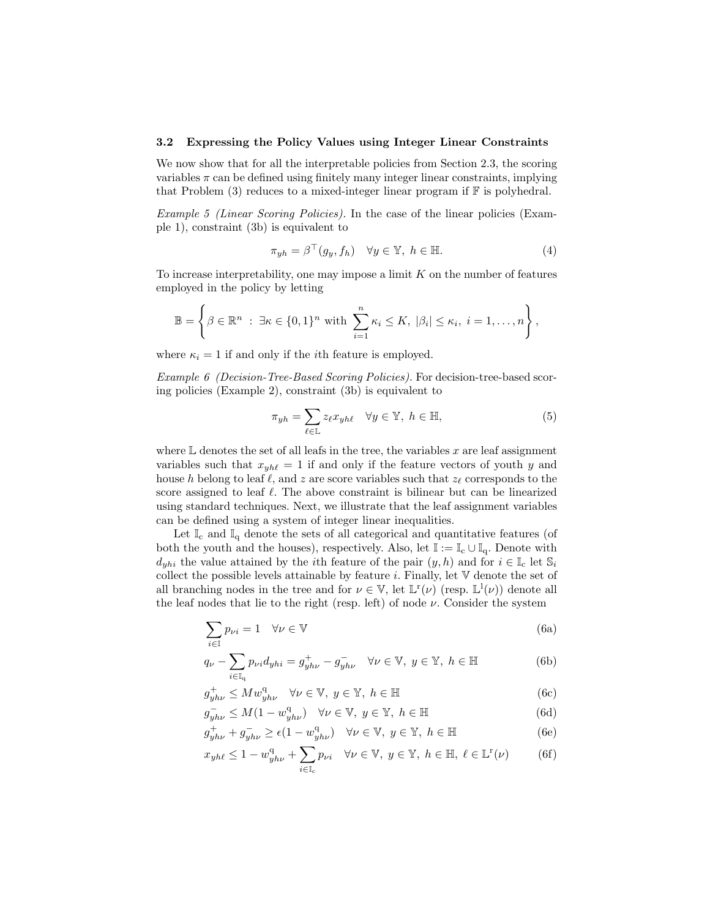### 3.2 Expressing the Policy Values using Integer Linear Constraints

We now show that for all the interpretable policies from Section 2.3, the scoring variables $\pi$ can be defined using finitely many integer linear constraints, implying that Problem (3) reduces to a mixed-integer linear program if $\mathbb{F}$ is polyhedral.

*Example 5 (Linear Scoring Policies).* In the case of the linear policies (Example 1), constraint (3b) is equivalent to

$$\pi_{yh} = \beta^\top (g_y, f_h) \quad \forall y \in \mathbb{Y},\ h \in \mathbb{H}. \tag{4}$$

To increase interpretability, one may impose a limit $K$ on the number of features employed in the policy by letting

$$\mathbb{B} = \left\{ \beta \in \mathbb{R}^n \ :\ \exists \kappa \in \{0,1\}^n \text{ with } \sum_{i=1}^{n} \kappa_i \leq K,\ |\beta_i| \leq \kappa_i,\ i = 1, \ldots, n \right\},$$

where $\kappa_i = 1$ if and only if the $i$th feature is employed.

*Example 6 (Decision-Tree-Based Scoring Policies).* For decision-tree-based scoring policies (Example 2), constraint (3b) is equivalent to

$$\pi_{yh} = \sum_{\ell \in \mathbb{L}} z_\ell x_{yh\ell} \quad \forall y \in \mathbb{Y},\ h \in \mathbb{H}, \tag{5}$$

where $\mathbb{L}$ denotes the set of all leafs in the tree, the variables $x$ are leaf assignment variables such that $x_{yh\ell} = 1$ if and only if the feature vectors of youth $y$ and house $h$ belong to leaf $\ell$, and $z$ are score variables such that $z_\ell$ corresponds to the score assigned to leaf $\ell$. The above constraint is bilinear but can be linearized using standard techniques. Next, we illustrate that the leaf assignment variables can be defined using a system of integer linear inequalities.

Let $\mathbb{I}_\text{c}$ and $\mathbb{I}_\text{q}$ denote the sets of all categorical and quantitative features (of both the youth and the houses), respectively. Also, let $\mathbb{I} := \mathbb{I}_\text{c} \cup \mathbb{I}_\text{q}$. Denote with $d_{yhi}$ the value attained by the $i$th feature of the pair $(y, h)$ and for $i \in \mathbb{I}_\text{c}$ let $\mathbb{S}_i$ collect the possible levels attainable by feature $i$. Finally, let $\mathbb{V}$ denote the set of all branching nodes in the tree and for $\nu \in \mathbb{V}$, let $\mathbb{L}^\text{r}(\nu)$ (resp. $\mathbb{L}^\text{l}(\nu)$) denote all the leaf nodes that lie to the right (resp. left) of node $\nu$. Consider the system

$$\sum_{i \in \mathbb{I}} p_{\nu i} = 1 \quad \forall \nu \in \mathbb{V} \tag{6a}$$

$$q_\nu - \sum_{i \in \mathbb{I}_\text{q}} p_{\nu i} d_{yhi} = g^+_{yh\nu} - g^-_{yh\nu} \quad \forall \nu \in \mathbb{V},\ y \in \mathbb{Y},\ h \in \mathbb{H} \tag{6b}$$

$$g^+_{yh\nu} \leq M w^\text{q}_{yh\nu} \quad \forall \nu \in \mathbb{V},\ y \in \mathbb{Y},\ h \in \mathbb{H} \tag{6c}$$

$$g^-_{yh\nu} \leq M(1 - w^\text{q}_{yh\nu}) \quad \forall \nu \in \mathbb{V},\ y \in \mathbb{Y},\ h \in \mathbb{H} \tag{6d}$$

$$g^+_{yh\nu} + g^-_{yh\nu} \geq \epsilon(1 - w^\text{q}_{yh\nu}) \quad \forall \nu \in \mathbb{V},\ y \in \mathbb{Y},\ h \in \mathbb{H} \tag{6e}$$

$$x_{yh\ell} \leq 1 - w^\text{q}_{yh\nu} + \sum_{i \in \mathbb{I}_\text{c}} p_{\nu i} \quad \forall \nu \in \mathbb{V},\ y \in \mathbb{Y},\ h \in \mathbb{H},\ \ell \in \mathbb{L}^\text{r}(\nu) \tag{6f}$$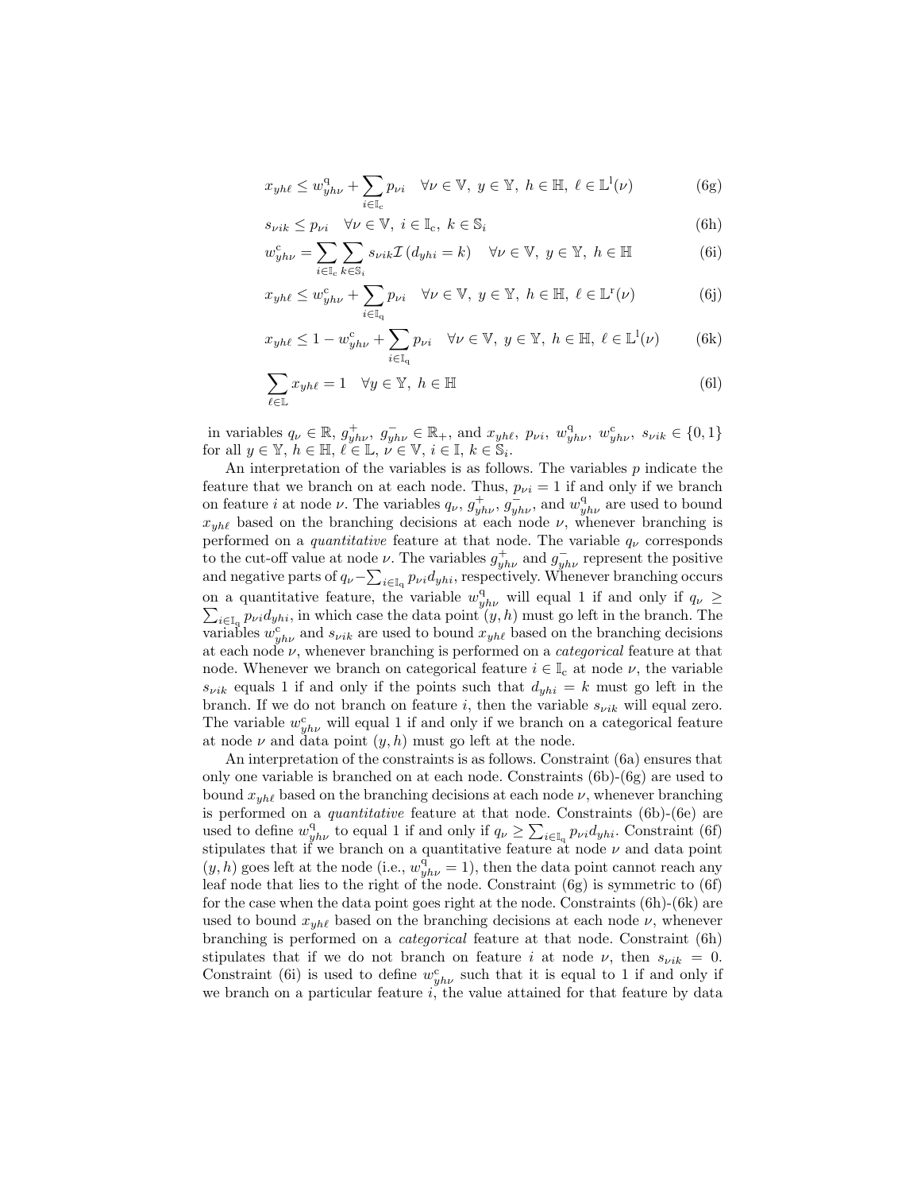$$x_{yh\ell} \leq w^{\mathrm{q}}_{yh\nu} + \sum_{i \in \mathbb{I}_{\mathrm{c}}} p_{\nu i} \quad \forall \nu \in \mathbb{V},\ y \in \mathbb{Y},\ h \in \mathbb{H},\ \ell \in \mathbb{L}^{\mathrm{l}}(\nu) \tag{6g}$$

$$s_{\nu i k} \leq p_{\nu i} \quad \forall \nu \in \mathbb{V},\ i \in \mathbb{I}_{\mathrm{c}},\ k \in \mathbb{S}_i \tag{6h}$$

$$w^{\mathrm{c}}_{yh\nu} = \sum_{i \in \mathbb{I}_{\mathrm{c}}} \sum_{k \in \mathbb{S}_i} s_{\nu i k} \mathcal{I}\left(d_{yhi} = k\right) \quad \forall \nu \in \mathbb{V},\ y \in \mathbb{Y},\ h \in \mathbb{H} \tag{6i}$$

$$x_{yh\ell} \leq w^{\mathrm{c}}_{yh\nu} + \sum_{i \in \mathbb{I}_{\mathrm{q}}} p_{\nu i} \quad \forall \nu \in \mathbb{V},\ y \in \mathbb{Y},\ h \in \mathbb{H},\ \ell \in \mathbb{L}^{\mathrm{r}}(\nu) \tag{6j}$$

$$x_{yh\ell} \leq 1 - w^{\mathrm{c}}_{yh\nu} + \sum_{i \in \mathbb{I}_{\mathrm{q}}} p_{\nu i} \quad \forall \nu \in \mathbb{V},\ y \in \mathbb{Y},\ h \in \mathbb{H},\ \ell \in \mathbb{L}^{\mathrm{l}}(\nu) \tag{6k}$$

$$\sum_{\ell \in \mathbb{L}} x_{yh\ell} = 1 \quad \forall y \in \mathbb{Y},\ h \in \mathbb{H} \tag{6l}$$

in variables $q_\nu \in \mathbb{R}$, $g^{+}_{yh\nu},\ g^{-}_{yh\nu} \in \mathbb{R}_{+}$, and $x_{yh\ell},\ p_{\nu i},\ w^{\mathrm{q}}_{yh\nu},\ w^{\mathrm{c}}_{yh\nu},\ s_{\nu i k} \in \{0,1\}$ for all $y \in \mathbb{Y}$, $h \in \mathbb{H}$, $\ell \in \mathbb{L}$, $\nu \in \mathbb{V}$, $i \in \mathbb{I}$, $k \in \mathbb{S}_i$.

An interpretation of the variables is as follows. The variables $p$ indicate the feature that we branch on at each node. Thus, $p_{\nu i} = 1$ if and only if we branch on feature $i$ at node $\nu$. The variables $q_\nu$, $g^{+}_{yh\nu}$, $g^{-}_{yh\nu}$, and $w^{\mathrm{q}}_{yh\nu}$ are used to bound $x_{yh\ell}$ based on the branching decisions at each node $\nu$, whenever branching is performed on a *quantitative* feature at that node. The variable $q_\nu$ corresponds to the cut-off value at node $\nu$. The variables $g^{+}_{yh\nu}$ and $g^{-}_{yh\nu}$ represent the positive and negative parts of $q_\nu - \sum_{i \in \mathbb{I}_{\mathrm{q}}} p_{\nu i} d_{yhi}$, respectively. Whenever branching occurs on a quantitative feature, the variable $w^{\mathrm{q}}_{yh\nu}$ will equal 1 if and only if $q_\nu \geq \sum_{i \in \mathbb{I}_{\mathrm{q}}} p_{\nu i} d_{yhi}$, in which case the data point $(y, h)$ must go left in the branch. The variables $w^{\mathrm{c}}_{yh\nu}$ and $s_{\nu i k}$ are used to bound $x_{yh\ell}$ based on the branching decisions at each node $\nu$, whenever branching is performed on a *categorical* feature at that node. Whenever we branch on categorical feature $i \in \mathbb{I}_{\mathrm{c}}$ at node $\nu$, the variable $s_{\nu i k}$ equals 1 if and only if the points such that $d_{yhi} = k$ must go left in the branch. If we do not branch on feature $i$, then the variable $s_{\nu i k}$ will equal zero. The variable $w^{\mathrm{c}}_{yh\nu}$ will equal 1 if and only if we branch on a categorical feature at node $\nu$ and data point $(y, h)$ must go left at the node.

An interpretation of the constraints is as follows. Constraint (6a) ensures that only one variable is branched on at each node. Constraints (6b)-(6g) are used to bound $x_{yh\ell}$ based on the branching decisions at each node $\nu$, whenever branching is performed on a *quantitative* feature at that node. Constraints (6b)-(6e) are used to define $w^{\mathrm{q}}_{yh\nu}$ to equal 1 if and only if $q_\nu \geq \sum_{i \in \mathbb{I}_{\mathrm{q}}} p_{\nu i} d_{yhi}$. Constraint (6f) stipulates that if we branch on a quantitative feature at node $\nu$ and data point $(y, h)$ goes left at the node (i.e., $w^{\mathrm{q}}_{yh\nu} = 1$), then the data point cannot reach any leaf node that lies to the right of the node. Constraint (6g) is symmetric to (6f) for the case when the data point goes right at the node. Constraints (6h)-(6k) are used to bound $x_{yh\ell}$ based on the branching decisions at each node $\nu$, whenever branching is performed on a *categorical* feature at that node. Constraint (6h) stipulates that if we do not branch on feature $i$ at node $\nu$, then $s_{\nu i k} = 0$. Constraint (6i) is used to define $w^{\mathrm{c}}_{yh\nu}$ such that it is equal to 1 if and only if we branch on a particular feature $i$, the value attained for that feature by data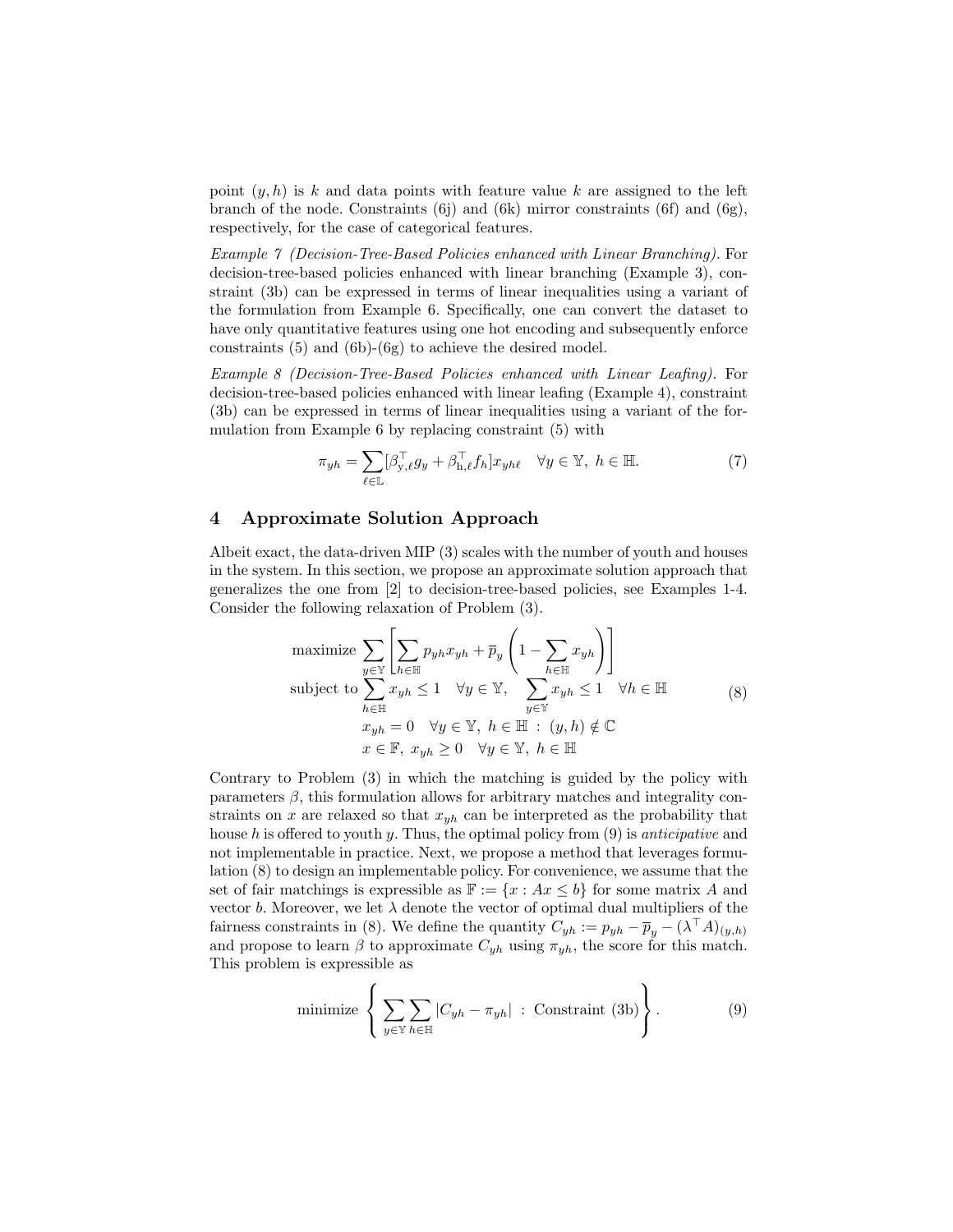point $(y, h)$ is $k$ and data points with feature value $k$ are assigned to the left branch of the node. Constraints (6j) and (6k) mirror constraints (6f) and (6g), respectively, for the case of categorical features.

*Example 7 (Decision-Tree-Based Policies enhanced with Linear Branching).* For decision-tree-based policies enhanced with linear branching (Example 3), constraint (3b) can be expressed in terms of linear inequalities using a variant of the formulation from Example 6. Specifically, one can convert the dataset to have only quantitative features using one hot encoding and subsequently enforce constraints (5) and (6b)-(6g) to achieve the desired model.

*Example 8 (Decision-Tree-Based Policies enhanced with Linear Leafing).* For decision-tree-based policies enhanced with linear leafing (Example 4), constraint (3b) can be expressed in terms of linear inequalities using a variant of the formulation from Example 6 by replacing constraint (5) with

$$\pi_{yh} = \sum_{\ell \in \mathbb{L}} [\beta_{\mathrm{y},\ell}^\top g_y + \beta_{\mathrm{h},\ell}^\top f_h] x_{yh\ell} \quad \forall y \in \mathbb{Y},\ h \in \mathbb{H}. \tag{7}$$

## 4 Approximate Solution Approach

Albeit exact, the data-driven MIP (3) scales with the number of youth and houses in the system. In this section, we propose an approximate solution approach that generalizes the one from [2] to decision-tree-based policies, see Examples 1-4. Consider the following relaxation of Problem (3).

$$\begin{array}{rl}
\text{maximize} & \displaystyle\sum_{y \in \mathbb{Y}} \left[ \sum_{h \in \mathbb{H}} p_{yh} x_{yh} + \overline{p}_y \left( 1 - \sum_{h \in \mathbb{H}} x_{yh} \right) \right] \\
\text{subject to} & \displaystyle\sum_{h \in \mathbb{H}} x_{yh} \leq 1 \quad \forall y \in \mathbb{Y}, \quad \sum_{y \in \mathbb{Y}} x_{yh} \leq 1 \quad \forall h \in \mathbb{H} \\
& x_{yh} = 0 \quad \forall y \in \mathbb{Y},\ h \in \mathbb{H} \ :\ (y,h) \notin \mathbb{C} \\
& x \in \mathbb{F},\ x_{yh} \geq 0 \quad \forall y \in \mathbb{Y},\ h \in \mathbb{H}
\end{array} \tag{8}$$

Contrary to Problem (3) in which the matching is guided by the policy with parameters $\beta$, this formulation allows for arbitrary matches and integrality constraints on $x$ are relaxed so that $x_{yh}$ can be interpreted as the probability that house $h$ is offered to youth $y$. Thus, the optimal policy from (9) is *anticipative* and not implementable in practice. Next, we propose a method that leverages formulation (8) to design an implementable policy. For convenience, we assume that the set of fair matchings is expressible as $\mathbb{F} := \{x : Ax \leq b\}$ for some matrix $A$ and vector $b$. Moreover, we let $\lambda$ denote the vector of optimal dual multipliers of the fairness constraints in (8). We define the quantity $C_{yh} := p_{yh} - \overline{p}_y - (\lambda^\top A)_{(y,h)}$ and propose to learn $\beta$ to approximate $C_{yh}$ using $\pi_{yh}$, the score for this match. This problem is expressible as

$$\text{minimize} \left\{ \sum_{y \in \mathbb{Y}} \sum_{h \in \mathbb{H}} |C_{yh} - \pi_{yh}| \ :\ \text{Constraint (3b)} \right\}. \tag{9}$$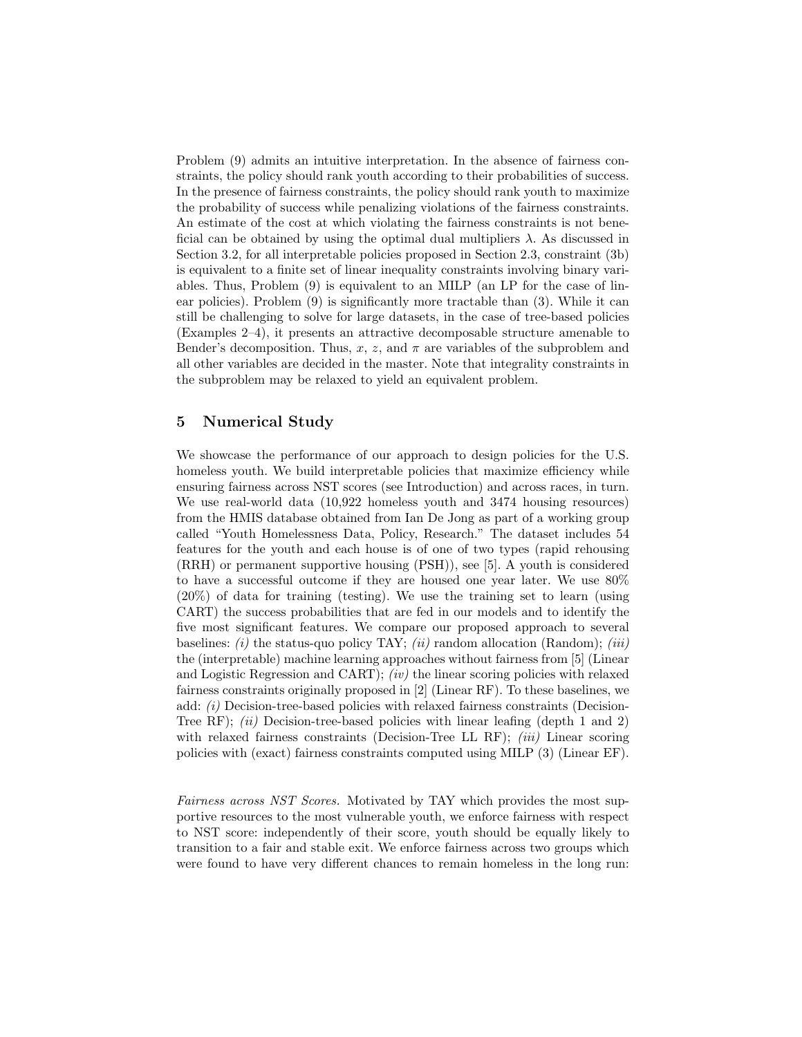Problem (9) admits an intuitive interpretation. In the absence of fairness constraints, the policy should rank youth according to their probabilities of success. In the presence of fairness constraints, the policy should rank youth to maximize the probability of success while penalizing violations of the fairness constraints. An estimate of the cost at which violating the fairness constraints is not beneficial can be obtained by using the optimal dual multipliers $\lambda$. As discussed in Section 3.2, for all interpretable policies proposed in Section 2.3, constraint (3b) is equivalent to a finite set of linear inequality constraints involving binary variables. Thus, Problem (9) is equivalent to an MILP (an LP for the case of linear policies). Problem (9) is significantly more tractable than (3). While it can still be challenging to solve for large datasets, in the case of tree-based policies (Examples 2–4), it presents an attractive decomposable structure amenable to Bender's decomposition. Thus, $x$, $z$, and $\pi$ are variables of the subproblem and all other variables are decided in the master. Note that integrality constraints in the subproblem may be relaxed to yield an equivalent problem.

## 5 Numerical Study

We showcase the performance of our approach to design policies for the U.S. homeless youth. We build interpretable policies that maximize efficiency while ensuring fairness across NST scores (see Introduction) and across races, in turn. We use real-world data (10,922 homeless youth and 3474 housing resources) from the HMIS database obtained from Ian De Jong as part of a working group called "Youth Homelessness Data, Policy, Research." The dataset includes 54 features for the youth and each house is of one of two types (rapid rehousing (RRH) or permanent supportive housing (PSH)), see [5]. A youth is considered to have a successful outcome if they are housed one year later. We use 80% (20%) of data for training (testing). We use the training set to learn (using CART) the success probabilities that are fed in our models and to identify the five most significant features. We compare our proposed approach to several baselines: *(i)* the status-quo policy TAY; *(ii)* random allocation (Random); *(iii)* the (interpretable) machine learning approaches without fairness from [5] (Linear and Logistic Regression and CART); *(iv)* the linear scoring policies with relaxed fairness constraints originally proposed in [2] (Linear RF). To these baselines, we add: *(i)* Decision-tree-based policies with relaxed fairness constraints (Decision-Tree RF); *(ii)* Decision-tree-based policies with linear leafing (depth 1 and 2) with relaxed fairness constraints (Decision-Tree LL RF); *(iii)* Linear scoring policies with (exact) fairness constraints computed using MILP (3) (Linear EF).

*Fairness across NST Scores.* Motivated by TAY which provides the most supportive resources to the most vulnerable youth, we enforce fairness with respect to NST score: independently of their score, youth should be equally likely to transition to a fair and stable exit. We enforce fairness across two groups which were found to have very different chances to remain homeless in the long run: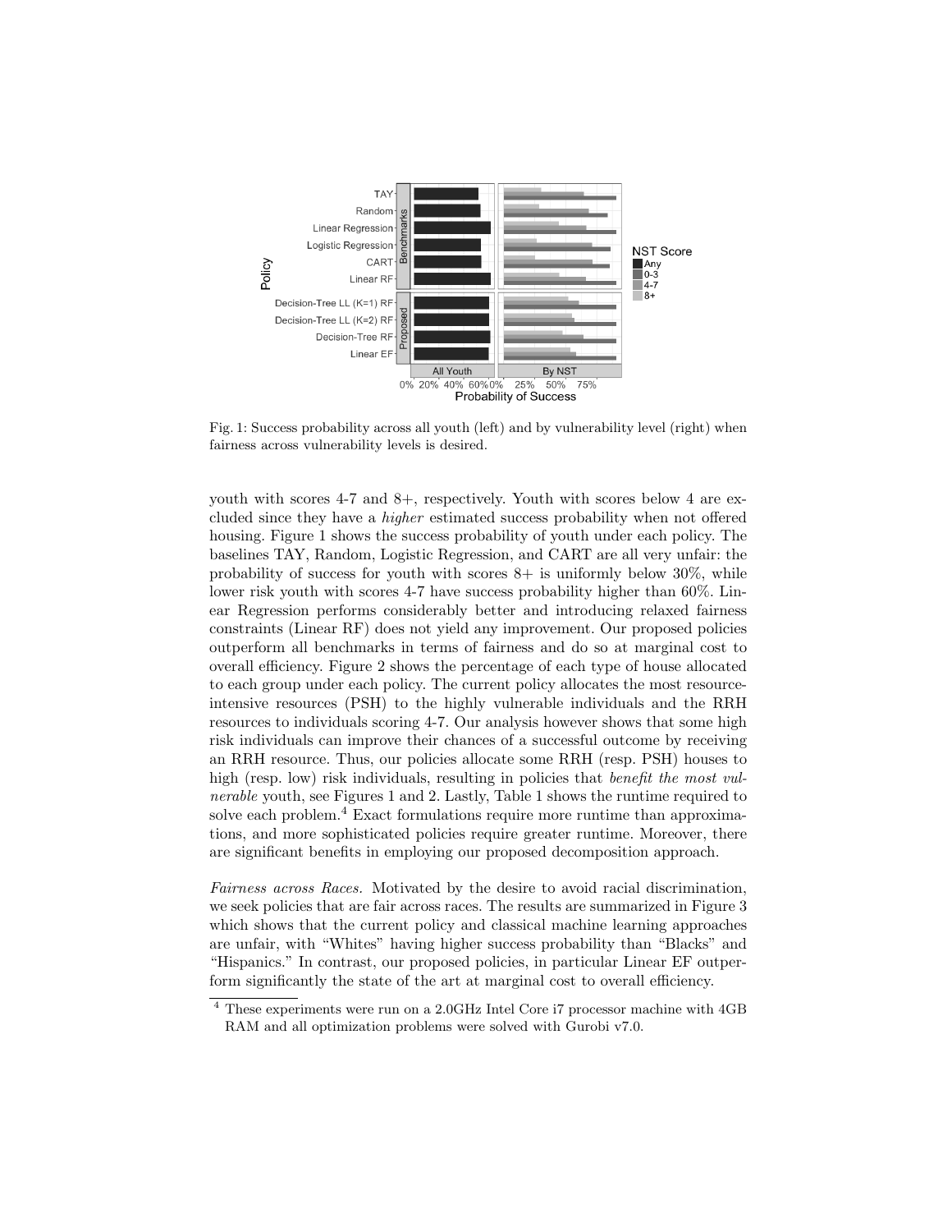Fig. 1: Success probability across all youth (left) and by vulnerability level (right) when fairness across vulnerability levels is desired.

youth with scores 4-7 and 8+, respectively. Youth with scores below 4 are excluded since they have a *higher* estimated success probability when not offered housing. Figure 1 shows the success probability of youth under each policy. The baselines TAY, Random, Logistic Regression, and CART are all very unfair: the probability of success for youth with scores 8+ is uniformly below 30%, while lower risk youth with scores 4-7 have success probability higher than 60%. Linear Regression performs considerably better and introducing relaxed fairness constraints (Linear RF) does not yield any improvement. Our proposed policies outperform all benchmarks in terms of fairness and do so at marginal cost to overall efficiency. Figure 2 shows the percentage of each type of house allocated to each group under each policy. The current policy allocates the most resource-intensive resources (PSH) to the highly vulnerable individuals and the RRH resources to individuals scoring 4-7. Our analysis however shows that some high risk individuals can improve their chances of a successful outcome by receiving an RRH resource. Thus, our policies allocate some RRH (resp. PSH) houses to high (resp. low) risk individuals, resulting in policies that *benefit the most vulnerable* youth, see Figures 1 and 2. Lastly, Table 1 shows the runtime required to solve each problem.[4] Exact formulations require more runtime than approximations, and more sophisticated policies require greater runtime. Moreover, there are significant benefits in employing our proposed decomposition approach.

*Fairness across Races.* Motivated by the desire to avoid racial discrimination, we seek policies that are fair across races. The results are summarized in Figure 3 which shows that the current policy and classical machine learning approaches are unfair, with "Whites" having higher success probability than "Blacks" and "Hispanics." In contrast, our proposed policies, in particular Linear EF outperform significantly the state of the art at marginal cost to overall efficiency.

[4] These experiments were run on a 2.0GHz Intel Core i7 processor machine with 4GB RAM and all optimization problems were solved with Gurobi v7.0.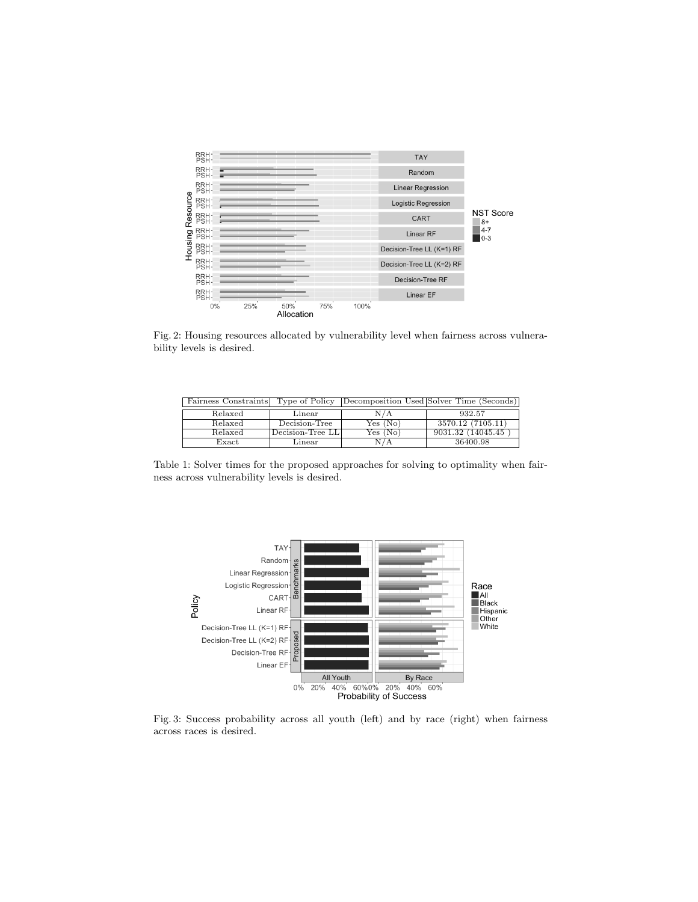Fig. 2: Housing resources allocated by vulnerability level when fairness across vulnerability levels is desired.

| Fairness Constraints | Type of Policy | Decomposition Used | Solver Time (Seconds) |
|---|---|---|---|
| Relaxed | Linear | N/A | 932.57 |
| Relaxed | Decision-Tree | Yes (No) | 3570.12 (7105.11) |
| Relaxed | Decision-Tree LL | Yes (No) | 9031.32 (14045.45 ) |
| Exact | Linear | N/A | 36400.98 |

Table 1: Solver times for the proposed approaches for solving to optimality when fairness across vulnerability levels is desired.

Fig. 3: Success probability across all youth (left) and by race (right) when fairness across races is desired.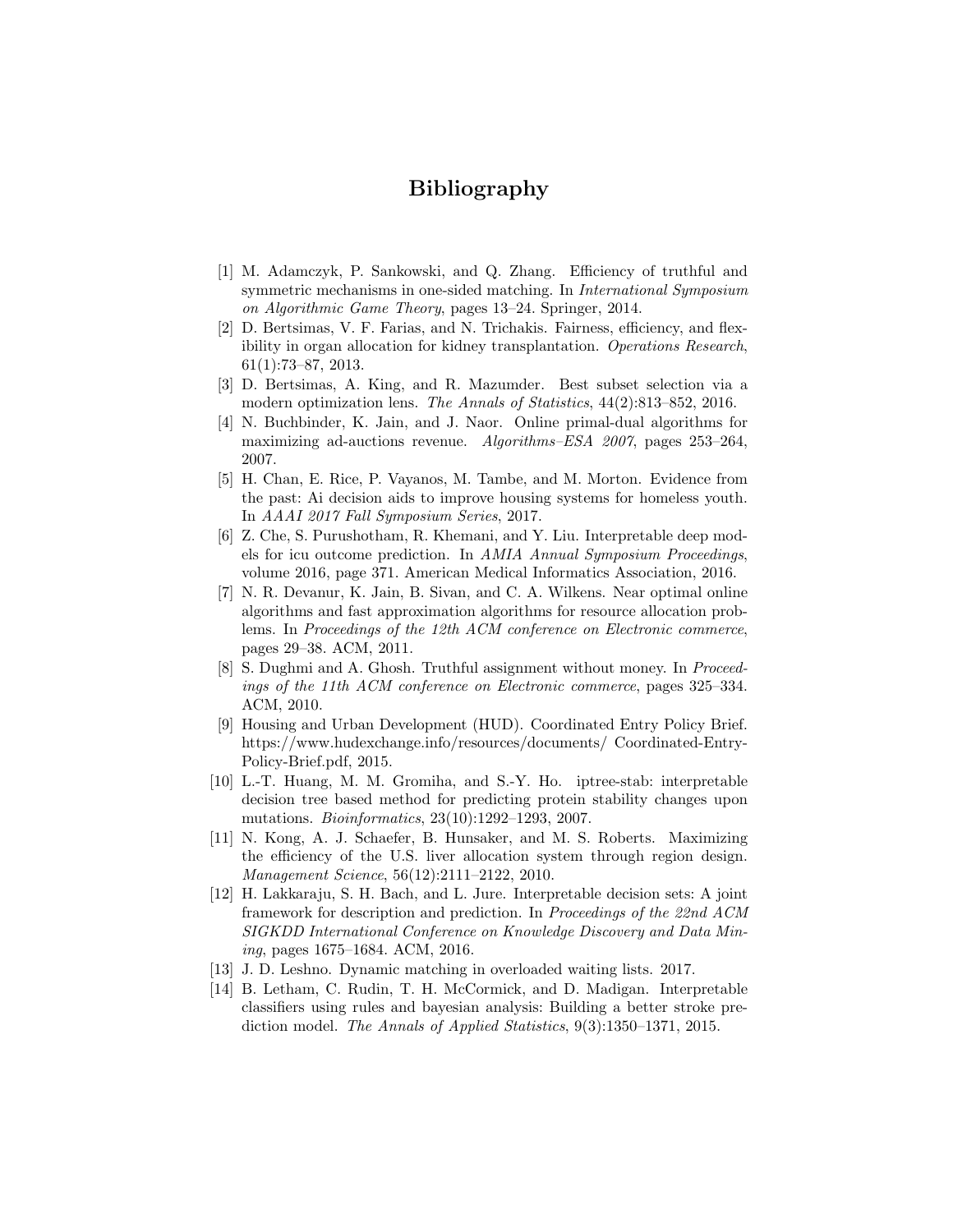# Bibliography

[1] M. Adamczyk, P. Sankowski, and Q. Zhang. Efficiency of truthful and symmetric mechanisms in one-sided matching. In *International Symposium on Algorithmic Game Theory*, pages 13–24. Springer, 2014.

[2] D. Bertsimas, V. F. Farias, and N. Trichakis. Fairness, efficiency, and flexibility in organ allocation for kidney transplantation. *Operations Research*, 61(1):73–87, 2013.

[3] D. Bertsimas, A. King, and R. Mazumder. Best subset selection via a modern optimization lens. *The Annals of Statistics*, 44(2):813–852, 2016.

[4] N. Buchbinder, K. Jain, and J. Naor. Online primal-dual algorithms for maximizing ad-auctions revenue. *Algorithms–ESA 2007*, pages 253–264, 2007.

[5] H. Chan, E. Rice, P. Vayanos, M. Tambe, and M. Morton. Evidence from the past: Ai decision aids to improve housing systems for homeless youth. In *AAAI 2017 Fall Symposium Series*, 2017.

[6] Z. Che, S. Purushotham, R. Khemani, and Y. Liu. Interpretable deep models for icu outcome prediction. In *AMIA Annual Symposium Proceedings*, volume 2016, page 371. American Medical Informatics Association, 2016.

[7] N. R. Devanur, K. Jain, B. Sivan, and C. A. Wilkens. Near optimal online algorithms and fast approximation algorithms for resource allocation problems. In *Proceedings of the 12th ACM conference on Electronic commerce*, pages 29–38. ACM, 2011.

[8] S. Dughmi and A. Ghosh. Truthful assignment without money. In *Proceedings of the 11th ACM conference on Electronic commerce*, pages 325–334. ACM, 2010.

[9] Housing and Urban Development (HUD). Coordinated Entry Policy Brief. https://www.hudexchange.info/resources/documents/ Coordinated-Entry-Policy-Brief.pdf, 2015.

[10] L.-T. Huang, M. M. Gromiha, and S.-Y. Ho. iptree-stab: interpretable decision tree based method for predicting protein stability changes upon mutations. *Bioinformatics*, 23(10):1292–1293, 2007.

[11] N. Kong, A. J. Schaefer, B. Hunsaker, and M. S. Roberts. Maximizing the efficiency of the U.S. liver allocation system through region design. *Management Science*, 56(12):2111–2122, 2010.

[12] H. Lakkaraju, S. H. Bach, and L. Jure. Interpretable decision sets: A joint framework for description and prediction. In *Proceedings of the 22nd ACM SIGKDD International Conference on Knowledge Discovery and Data Mining*, pages 1675–1684. ACM, 2016.

[13] J. D. Leshno. Dynamic matching in overloaded waiting lists. 2017.

[14] B. Letham, C. Rudin, T. H. McCormick, and D. Madigan. Interpretable classifiers using rules and bayesian analysis: Building a better stroke prediction model. *The Annals of Applied Statistics*, 9(3):1350–1371, 2015.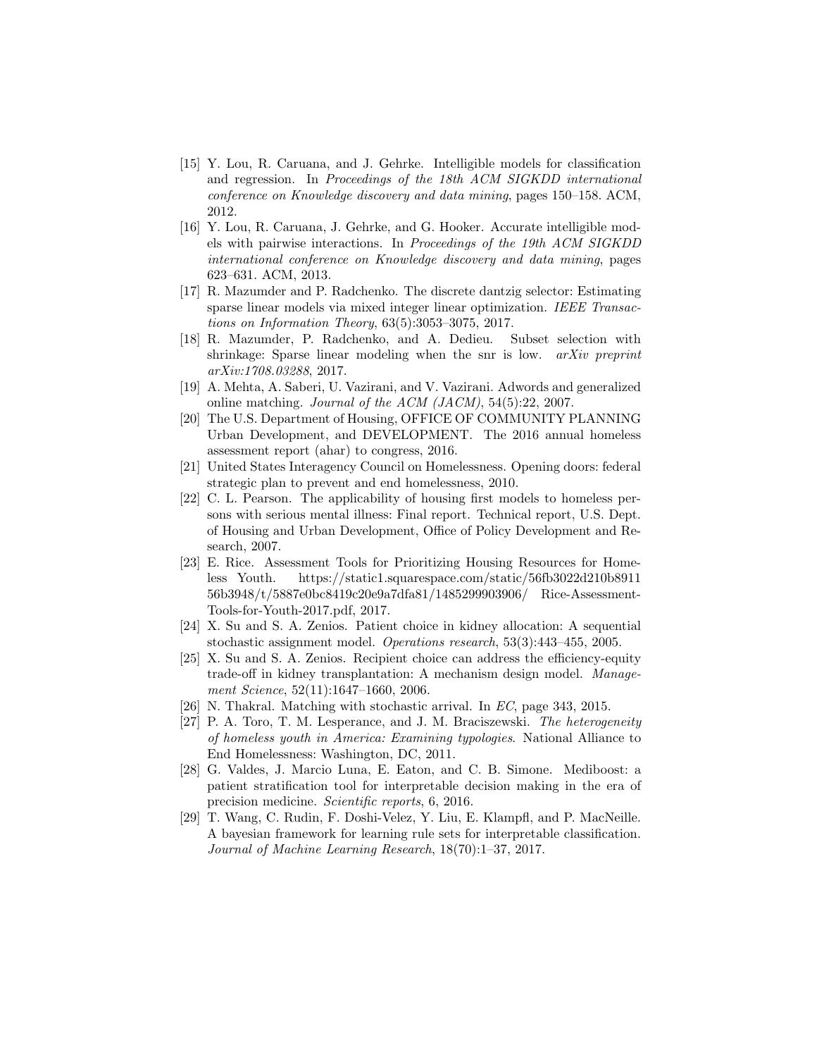[15] Y. Lou, R. Caruana, and J. Gehrke. Intelligible models for classification and regression. In *Proceedings of the 18th ACM SIGKDD international conference on Knowledge discovery and data mining*, pages 150–158. ACM, 2012.

[16] Y. Lou, R. Caruana, J. Gehrke, and G. Hooker. Accurate intelligible models with pairwise interactions. In *Proceedings of the 19th ACM SIGKDD international conference on Knowledge discovery and data mining*, pages 623–631. ACM, 2013.

[17] R. Mazumder and P. Radchenko. The discrete dantzig selector: Estimating sparse linear models via mixed integer linear optimization. *IEEE Transactions on Information Theory*, 63(5):3053–3075, 2017.

[18] R. Mazumder, P. Radchenko, and A. Dedieu. Subset selection with shrinkage: Sparse linear modeling when the snr is low. *arXiv preprint arXiv:1708.03288*, 2017.

[19] A. Mehta, A. Saberi, U. Vazirani, and V. Vazirani. Adwords and generalized online matching. *Journal of the ACM (JACM)*, 54(5):22, 2007.

[20] The U.S. Department of Housing, OFFICE OF COMMUNITY PLANNING Urban Development, and DEVELOPMENT. The 2016 annual homeless assessment report (ahar) to congress, 2016.

[21] United States Interagency Council on Homelessness. Opening doors: federal strategic plan to prevent and end homelessness, 2010.

[22] C. L. Pearson. The applicability of housing first models to homeless persons with serious mental illness: Final report. Technical report, U.S. Dept. of Housing and Urban Development, Office of Policy Development and Research, 2007.

[23] E. Rice. Assessment Tools for Prioritizing Housing Resources for Homeless Youth. https://static1.squarespace.com/static/56fb3022d210b8911 56b3948/t/5887e0bc8419c20e9a7dfa81/1485299903906/ Rice-Assessment-Tools-for-Youth-2017.pdf, 2017.

[24] X. Su and S. A. Zenios. Patient choice in kidney allocation: A sequential stochastic assignment model. *Operations research*, 53(3):443–455, 2005.

[25] X. Su and S. A. Zenios. Recipient choice can address the efficiency-equity trade-off in kidney transplantation: A mechanism design model. *Management Science*, 52(11):1647–1660, 2006.

[26] N. Thakral. Matching with stochastic arrival. In *EC*, page 343, 2015.

[27] P. A. Toro, T. M. Lesperance, and J. M. Braciszewski. *The heterogeneity of homeless youth in America: Examining typologies*. National Alliance to End Homelessness: Washington, DC, 2011.

[28] G. Valdes, J. Marcio Luna, E. Eaton, and C. B. Simone. Mediboost: a patient stratification tool for interpretable decision making in the era of precision medicine. *Scientific reports*, 6, 2016.

[29] T. Wang, C. Rudin, F. Doshi-Velez, Y. Liu, E. Klampfl, and P. MacNeille. A bayesian framework for learning rule sets for interpretable classification. *Journal of Machine Learning Research*, 18(70):1–37, 2017.